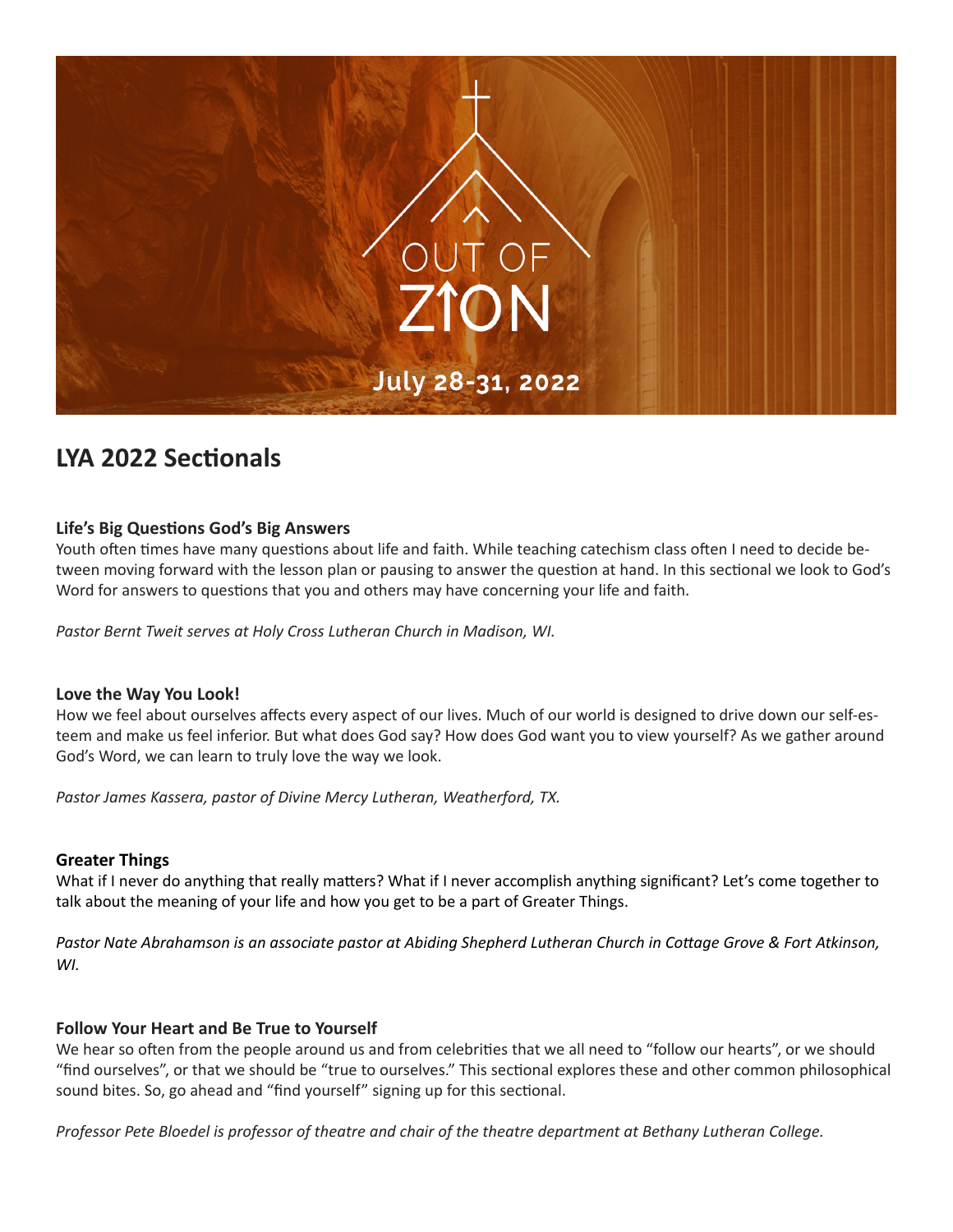OUT OF ZION

July 28-31, 2022

## LYA 2022 Sectionals

### Life's Big Questions God's Big Answers

Youth often times have many questions about life and faith. While teaching catechism class often I need to decide between moving forward with the lesson plan or pausing to answer the question at hand. In this sectional we look to God's Word for answers to questions that you and others may have concerning your life and faith.

*Pastor Bernt Tweit serves at Holy Cross Lutheran Church in Madison, WI.*

### Love the Way You Look!

How we feel about ourselves affects every aspect of our lives. Much of our world is designed to drive down our self-esteem and make us feel inferior. But what does God say? How does God want you to view yourself? As we gather around God's Word, we can learn to truly love the way we look.

*Pastor James Kassera, pastor of Divine Mercy Lutheran, Weatherford, TX.*

### Greater Things

What if I never do anything that really matters? What if I never accomplish anything significant? Let's come together to talk about the meaning of your life and how you get to be a part of Greater Things.

*Pastor Nate Abrahamson is an associate pastor at Abiding Shepherd Lutheran Church in Cottage Grove & Fort Atkinson, WI.*

### Follow Your Heart and Be True to Yourself

We hear so often from the people around us and from celebrities that we all need to "follow our hearts", or we should "find ourselves", or that we should be "true to ourselves." This sectional explores these and other common philosophical sound bites. So, go ahead and "find yourself" signing up for this sectional.

*Professor Pete Bloedel is professor of theatre and chair of the theatre department at Bethany Lutheran College.*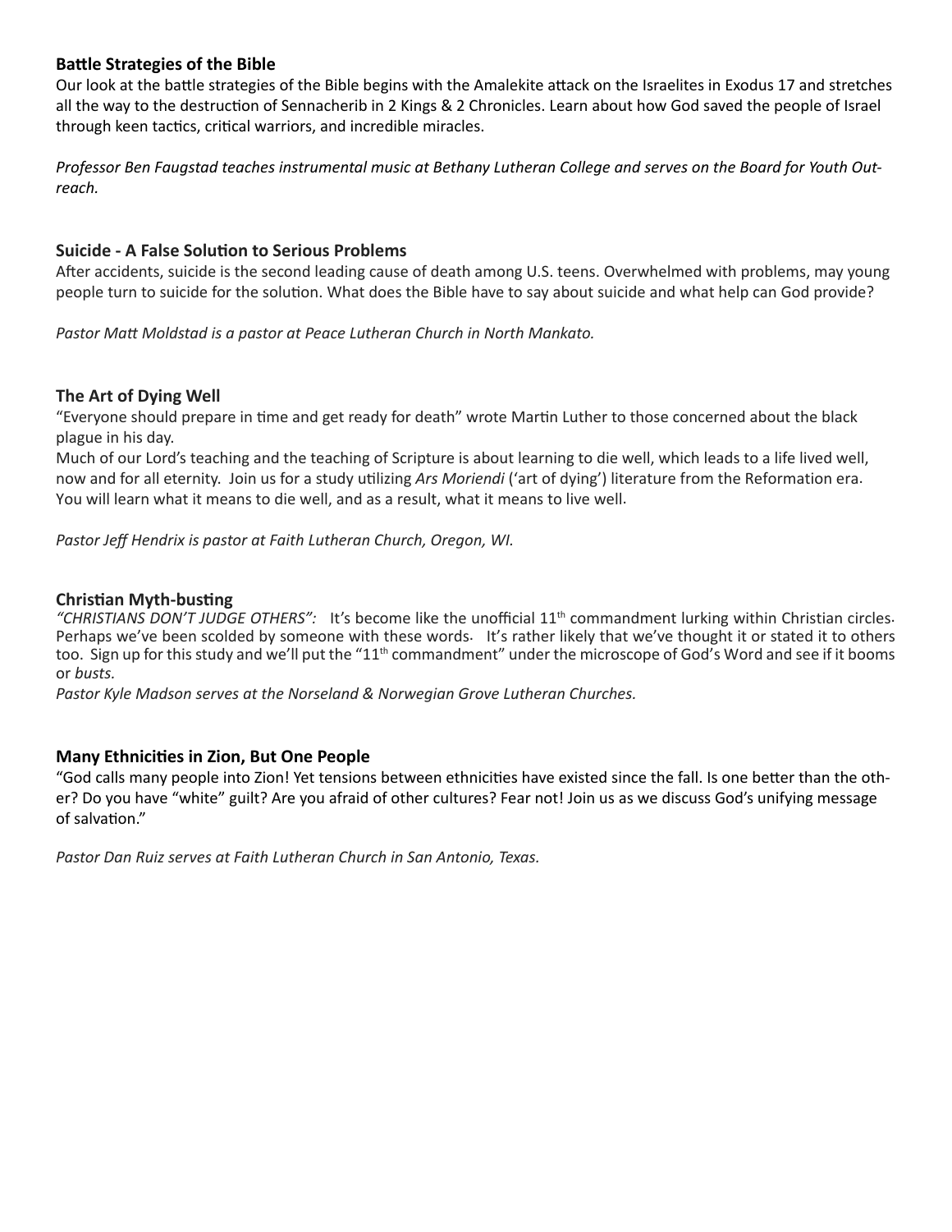### Battle Strategies of the Bible

Our look at the battle strategies of the Bible begins with the Amalekite attack on the Israelites in Exodus 17 and stretches all the way to the destruction of Sennacherib in 2 Kings & 2 Chronicles. Learn about how God saved the people of Israel through keen tactics, critical warriors, and incredible miracles.

*Professor Ben Faugstad teaches instrumental music at Bethany Lutheran College and serves on the Board for Youth Outreach.*

### Suicide - A False Solution to Serious Problems

After accidents, suicide is the second leading cause of death among U.S. teens. Overwhelmed with problems, may young people turn to suicide for the solution. What does the Bible have to say about suicide and what help can God provide?

*Pastor Matt Moldstad is a pastor at Peace Lutheran Church in North Mankato.*

### The Art of Dying Well

"Everyone should prepare in time and get ready for death" wrote Martin Luther to those concerned about the black plague in his day.

Much of our Lord's teaching and the teaching of Scripture is about learning to die well, which leads to a life lived well, now and for all eternity. Join us for a study utilizing *Ars Moriendi* ('art of dying') literature from the Reformation era. You will learn what it means to die well, and as a result, what it means to live well.

*Pastor Jeff Hendrix is pastor at Faith Lutheran Church, Oregon, WI.*

### Christian Myth-busting

*"CHRISTIANS DON'T JUDGE OTHERS":* It's become like the unofficial 11th commandment lurking within Christian circles. Perhaps we've been scolded by someone with these words. It's rather likely that we've thought it or stated it to others too. Sign up for this study and we'll put the "11th commandment" under the microscope of God's Word and see if it booms or *busts*.

*Pastor Kyle Madson serves at the Norseland & Norwegian Grove Lutheran Churches.*

### Many Ethnicities in Zion, But One People

"God calls many people into Zion! Yet tensions between ethnicities have existed since the fall. Is one better than the other? Do you have "white" guilt? Are you afraid of other cultures? Fear not! Join us as we discuss God's unifying message of salvation."

*Pastor Dan Ruiz serves at Faith Lutheran Church in San Antonio, Texas.*